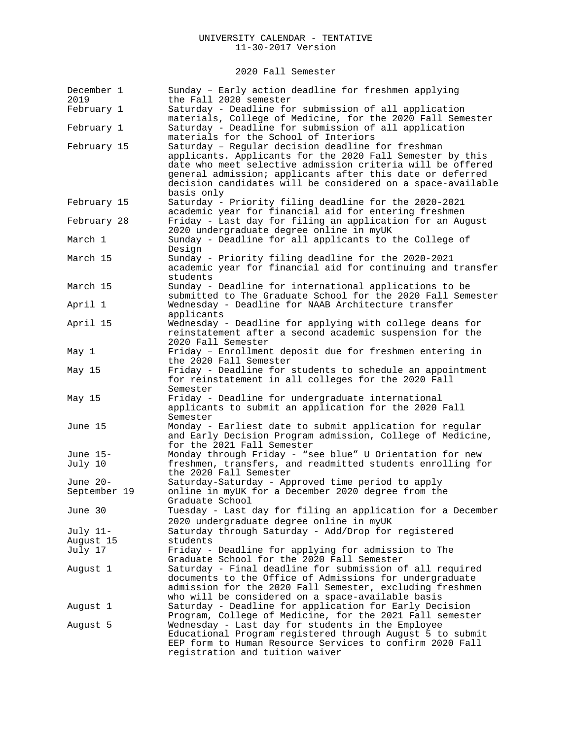# UNIVERSITY CALENDAR - TENTATIVE

11-30-2017 Version

## 2020 Fall Semester

| Date | Event |
|---|---|
| December 1 2019 | Sunday – Early action deadline for freshmen applying the Fall 2020 semester |
| February 1 | Saturday - Deadline for submission of all application materials, College of Medicine, for the 2020 Fall Semester |
| February 1 | Saturday - Deadline for submission of all application materials for the School of Interiors |
| February 15 | Saturday – Regular decision deadline for freshman applicants. Applicants for the 2020 Fall Semester by this date who meet selective admission criteria will be offered general admission; applicants after this date or deferred decision candidates will be considered on a space-available basis only |
| February 15 | Saturday - Priority filing deadline for the 2020-2021 academic year for financial aid for entering freshmen |
| February 28 | Friday - Last day for filing an application for an August 2020 undergraduate degree online in myUK |
| March 1 | Sunday - Deadline for all applicants to the College of Design |
| March 15 | Sunday - Priority filing deadline for the 2020-2021 academic year for financial aid for continuing and transfer students |
| March 15 | Sunday - Deadline for international applications to be submitted to The Graduate School for the 2020 Fall Semester |
| April 1 | Wednesday - Deadline for NAAB Architecture transfer applicants |
| April 15 | Wednesday - Deadline for applying with college deans for reinstatement after a second academic suspension for the 2020 Fall Semester |
| May 1 | Friday – Enrollment deposit due for freshmen entering in the 2020 Fall Semester |
| May 15 | Friday - Deadline for students to schedule an appointment for reinstatement in all colleges for the 2020 Fall Semester |
| May 15 | Friday - Deadline for undergraduate international applicants to submit an application for the 2020 Fall Semester |
| June 15 | Monday - Earliest date to submit application for regular and Early Decision Program admission, College of Medicine, for the 2021 Fall Semester |
| June 15-July 10 | Monday through Friday - "see blue" U Orientation for new freshmen, transfers, and readmitted students enrolling for the 2020 Fall Semester |
| June 20-September 19 | Saturday-Saturday - Approved time period to apply online in myUK for a December 2020 degree from the Graduate School |
| June 30 | Tuesday - Last day for filing an application for a December 2020 undergraduate degree online in myUK |
| July 11-August 15 | Saturday through Saturday - Add/Drop for registered students |
| July 17 | Friday - Deadline for applying for admission to The Graduate School for the 2020 Fall Semester |
| August 1 | Saturday - Final deadline for submission of all required documents to the Office of Admissions for undergraduate admission for the 2020 Fall Semester, excluding freshmen who will be considered on a space-available basis |
| August 1 | Saturday - Deadline for application for Early Decision Program, College of Medicine, for the 2021 Fall semester |
| August 5 | Wednesday - Last day for students in the Employee Educational Program registered through August 5 to submit EEP form to Human Resource Services to confirm 2020 Fall registration and tuition waiver |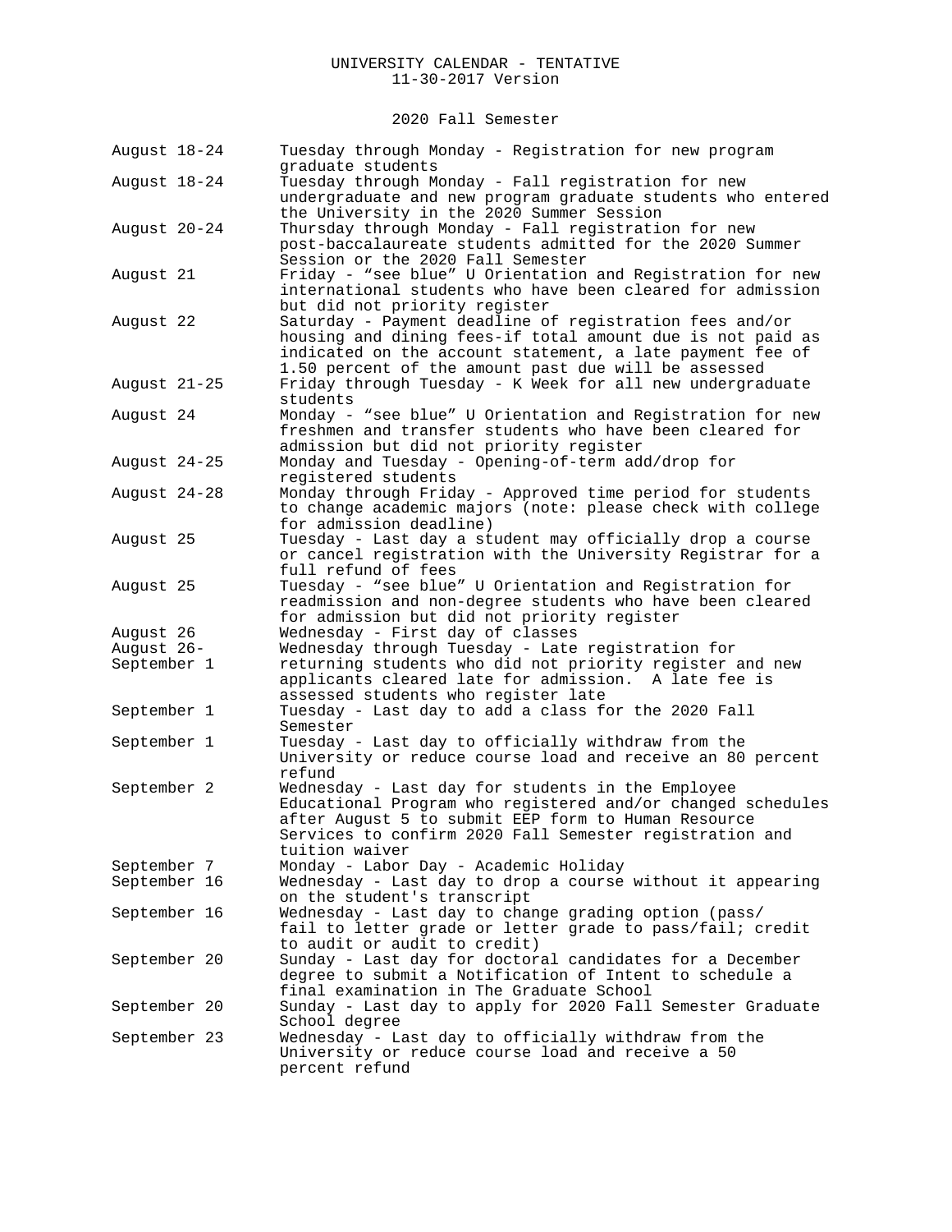UNIVERSITY CALENDAR - TENTATIVE
11-30-2017 Version

## 2020 Fall Semester

| Date | Event |
|---|---|
| August 18-24 | Tuesday through Monday - Registration for new program graduate students |
| August 18-24 | Tuesday through Monday - Fall registration for new undergraduate and new program graduate students who entered the University in the 2020 Summer Session |
| August 20-24 | Thursday through Monday - Fall registration for new post-baccalaureate students admitted for the 2020 Summer Session or the 2020 Fall Semester |
| August 21 | Friday - "see blue" U Orientation and Registration for new international students who have been cleared for admission but did not priority register |
| August 22 | Saturday - Payment deadline of registration fees and/or housing and dining fees-if total amount due is not paid as indicated on the account statement, a late payment fee of 1.50 percent of the amount past due will be assessed |
| August 21-25 | Friday through Tuesday - K Week for all new undergraduate students |
| August 24 | Monday - "see blue" U Orientation and Registration for new freshmen and transfer students who have been cleared for admission but did not priority register |
| August 24-25 | Monday and Tuesday - Opening-of-term add/drop for registered students |
| August 24-28 | Monday through Friday - Approved time period for students to change academic majors (note: please check with college for admission deadline) |
| August 25 | Tuesday - Last day a student may officially drop a course or cancel registration with the University Registrar for a full refund of fees |
| August 25 | Tuesday - "see blue" U Orientation and Registration for readmission and non-degree students who have been cleared for admission but did not priority register |
| August 26 | Wednesday - First day of classes |
| August 26-September 1 | Wednesday through Tuesday - Late registration for returning students who did not priority register and new applicants cleared late for admission. A late fee is assessed students who register late |
| September 1 | Tuesday - Last day to add a class for the 2020 Fall Semester |
| September 1 | Tuesday - Last day to officially withdraw from the University or reduce course load and receive an 80 percent refund |
| September 2 | Wednesday - Last day for students in the Employee Educational Program who registered and/or changed schedules after August 5 to submit EEP form to Human Resource Services to confirm 2020 Fall Semester registration and tuition waiver |
| September 7 | Monday - Labor Day - Academic Holiday |
| September 16 | Wednesday - Last day to drop a course without it appearing on the student's transcript |
| September 16 | Wednesday - Last day to change grading option (pass/fail to letter grade or letter grade to pass/fail; credit to audit or audit to credit) |
| September 20 | Sunday - Last day for doctoral candidates for a December degree to submit a Notification of Intent to schedule a final examination in The Graduate School |
| September 20 | Sunday - Last day to apply for 2020 Fall Semester Graduate School degree |
| September 23 | Wednesday - Last day to officially withdraw from the University or reduce course load and receive a 50 percent refund |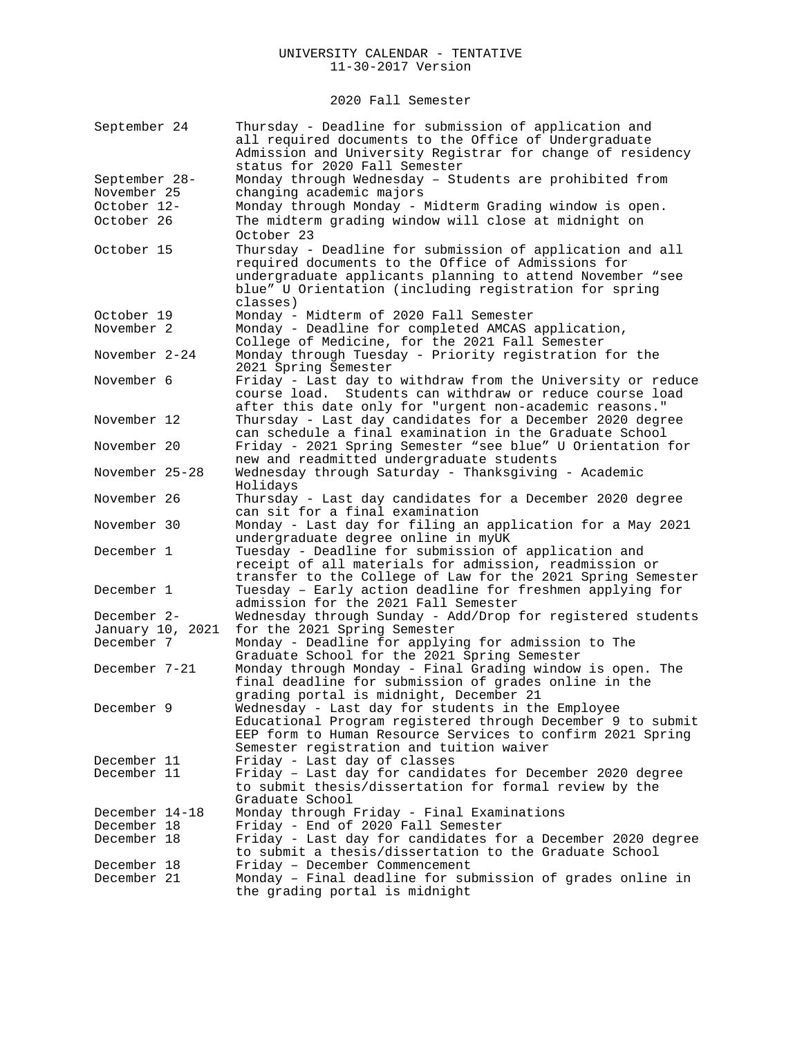UNIVERSITY CALENDAR - TENTATIVE
11-30-2017 Version

## 2020 Fall Semester

| Date | Description |
|---|---|
| September 24 | Thursday - Deadline for submission of application and all required documents to the Office of Undergraduate Admission and University Registrar for change of residency status for 2020 Fall Semester |
| September 28-November 25 | Monday through Wednesday – Students are prohibited from changing academic majors |
| October 12-October 26 | Monday through Monday - Midterm Grading window is open. The midterm grading window will close at midnight on October 23 |
| October 15 | Thursday - Deadline for submission of application and all required documents to the Office of Admissions for undergraduate applicants planning to attend November “see blue” U Orientation (including registration for spring classes) |
| October 19 | Monday - Midterm of 2020 Fall Semester |
| November 2 | Monday - Deadline for completed AMCAS application, College of Medicine, for the 2021 Fall Semester |
| November 2-24 | Monday through Tuesday - Priority registration for the 2021 Spring Semester |
| November 6 | Friday - Last day to withdraw from the University or reduce course load. Students can withdraw or reduce course load after this date only for "urgent non-academic reasons." |
| November 12 | Thursday - Last day candidates for a December 2020 degree can schedule a final examination in the Graduate School |
| November 20 | Friday - 2021 Spring Semester “see blue” U Orientation for new and readmitted undergraduate students |
| November 25-28 | Wednesday through Saturday - Thanksgiving - Academic Holidays |
| November 26 | Thursday - Last day candidates for a December 2020 degree can sit for a final examination |
| November 30 | Monday - Last day for filing an application for a May 2021 undergraduate degree online in myUK |
| December 1 | Tuesday - Deadline for submission of application and receipt of all materials for admission, readmission or transfer to the College of Law for the 2021 Spring Semester |
| December 1 | Tuesday – Early action deadline for freshmen applying for admission for the 2021 Fall Semester |
| December 2-January 10, 2021 | Wednesday through Sunday - Add/Drop for registered students for the 2021 Spring Semester |
| December 7 | Monday - Deadline for applying for admission to The Graduate School for the 2021 Spring Semester |
| December 7-21 | Monday through Monday - Final Grading window is open. The final deadline for submission of grades online in the grading portal is midnight, December 21 |
| December 9 | Wednesday - Last day for students in the Employee Educational Program registered through December 9 to submit EEP form to Human Resource Services to confirm 2021 Spring Semester registration and tuition waiver |
| December 11 | Friday - Last day of classes |
| December 11 | Friday – Last day for candidates for December 2020 degree to submit thesis/dissertation for formal review by the Graduate School |
| December 14-18 | Monday through Friday - Final Examinations |
| December 18 | Friday - End of 2020 Fall Semester |
| December 18 | Friday - Last day for candidates for a December 2020 degree to submit a thesis/dissertation to the Graduate School |
| December 18 | Friday – December Commencement |
| December 21 | Monday – Final deadline for submission of grades online in the grading portal is midnight |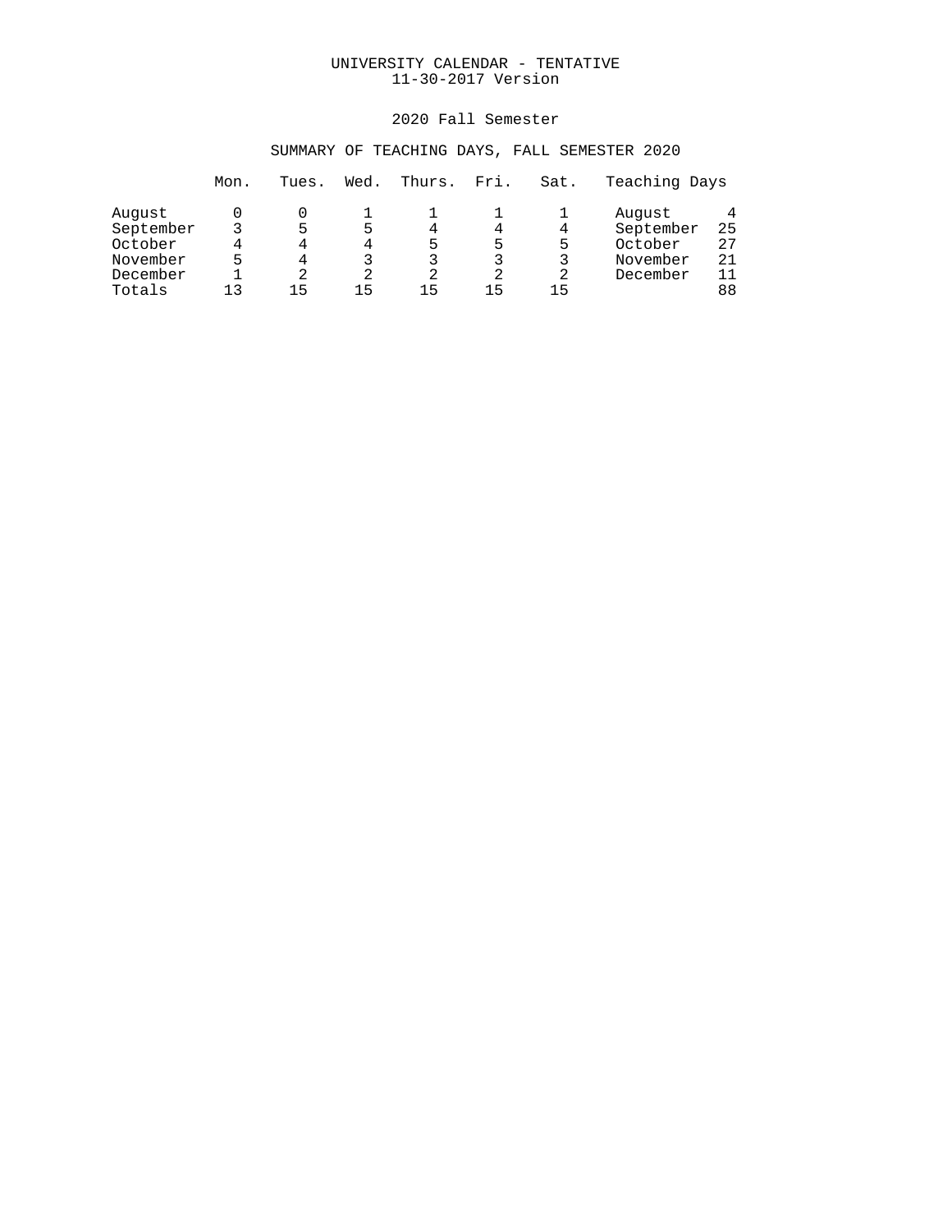UNIVERSITY CALENDAR - TENTATIVE
11-30-2017 Version

## 2020 Fall Semester

### SUMMARY OF TEACHING DAYS, FALL SEMESTER 2020

| | Mon. | Tues. | Wed. | Thurs. | Fri. | Sat. | Teaching Days | |
|---|---|---|---|---|---|---|---|---|
| August | 0 | 0 | 1 | 1 | 1 | 1 | August | 4 |
| September | 3 | 5 | 5 | 4 | 4 | 4 | September | 25 |
| October | 4 | 4 | 4 | 5 | 5 | 5 | October | 27 |
| November | 5 | 4 | 3 | 3 | 3 | 3 | November | 21 |
| December | 1 | 2 | 2 | 2 | 2 | 2 | December | 11 |
| Totals | 13 | 15 | 15 | 15 | 15 | 15 | | 88 |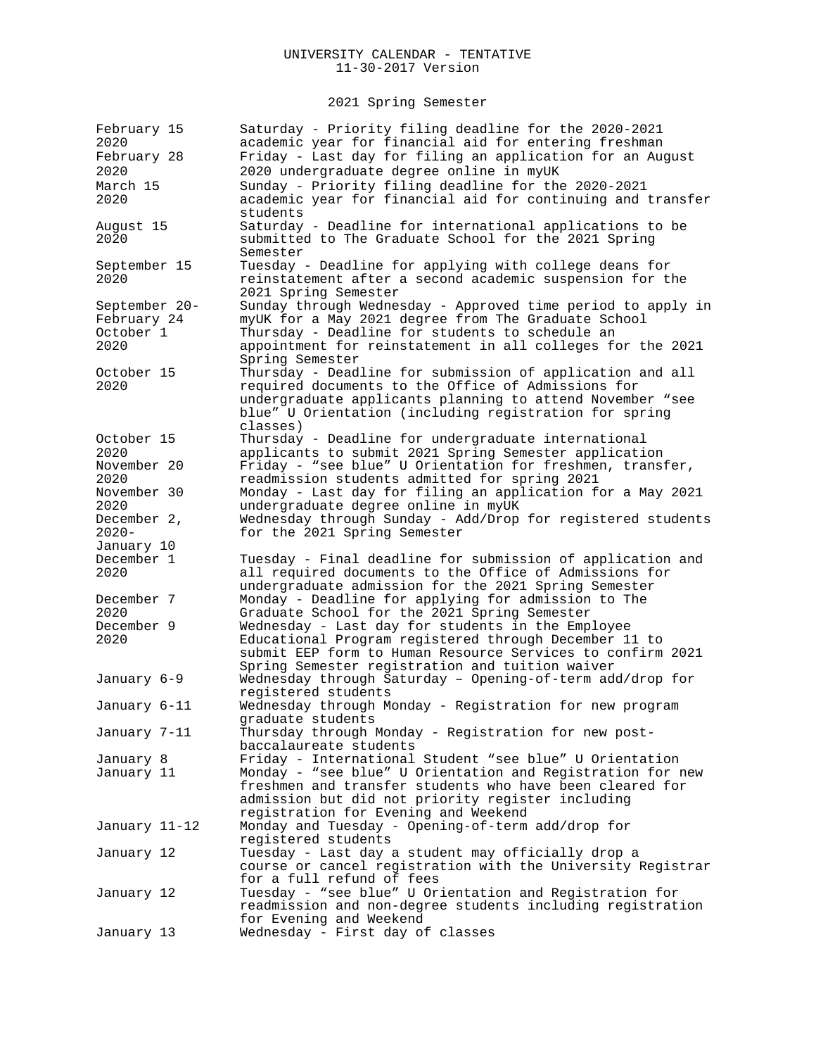UNIVERSITY CALENDAR - TENTATIVE
11-30-2017 Version

## 2021 Spring Semester

| Date | Event |
|---|---|
| February 15 2020 | Saturday - Priority filing deadline for the 2020-2021 academic year for financial aid for entering freshman |
| February 28 2020 | Friday - Last day for filing an application for an August 2020 undergraduate degree online in myUK |
| March 15 2020 | Sunday - Priority filing deadline for the 2020-2021 academic year for financial aid for continuing and transfer students |
| August 15 2020 | Saturday - Deadline for international applications to be submitted to The Graduate School for the 2021 Spring Semester |
| September 15 2020 | Tuesday - Deadline for applying with college deans for reinstatement after a second academic suspension for the 2021 Spring Semester |
| September 20- February 24 | Sunday through Wednesday - Approved time period to apply in myUK for a May 2021 degree from The Graduate School |
| October 1 2020 | Thursday - Deadline for students to schedule an appointment for reinstatement in all colleges for the 2021 Spring Semester |
| October 15 2020 | Thursday - Deadline for submission of application and all required documents to the Office of Admissions for undergraduate applicants planning to attend November "see blue" U Orientation (including registration for spring classes) |
| October 15 2020 | Thursday - Deadline for undergraduate international applicants to submit 2021 Spring Semester application |
| November 20 2020 | Friday - "see blue" U Orientation for freshmen, transfer, readmission students admitted for spring 2021 |
| November 30 2020 | Monday - Last day for filing an application for a May 2021 undergraduate degree online in myUK |
| December 2, 2020- January 10 | Wednesday through Sunday - Add/Drop for registered students for the 2021 Spring Semester |
| December 1 2020 | Tuesday - Final deadline for submission of application and all required documents to the Office of Admissions for undergraduate admission for the 2021 Spring Semester |
| December 7 2020 | Monday - Deadline for applying for admission to The Graduate School for the 2021 Spring Semester |
| December 9 2020 | Wednesday - Last day for students in the Employee Educational Program registered through December 11 to submit EEP form to Human Resource Services to confirm 2021 Spring Semester registration and tuition waiver |
| January 6-9 | Wednesday through Saturday – Opening-of-term add/drop for registered students |
| January 6-11 | Wednesday through Monday - Registration for new program graduate students |
| January 7-11 | Thursday through Monday - Registration for new post-baccalaureate students |
| January 8 | Friday - International Student "see blue" U Orientation |
| January 11 | Monday - "see blue" U Orientation and Registration for new freshmen and transfer students who have been cleared for admission but did not priority register including registration for Evening and Weekend |
| January 11-12 | Monday and Tuesday - Opening-of-term add/drop for registered students |
| January 12 | Tuesday - Last day a student may officially drop a course or cancel registration with the University Registrar for a full refund of fees |
| January 12 | Tuesday - "see blue" U Orientation and Registration for readmission and non-degree students including registration for Evening and Weekend |
| January 13 | Wednesday - First day of classes |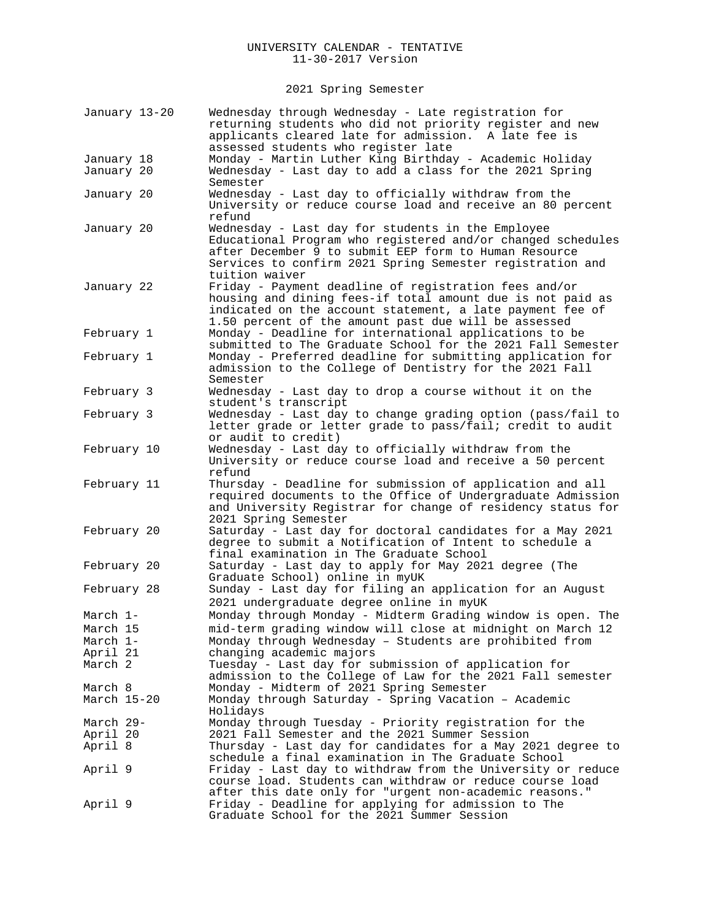UNIVERSITY CALENDAR - TENTATIVE
11-30-2017 Version

## 2021 Spring Semester

| Date | Event |
|---|---|
| January 13-20 | Wednesday through Wednesday - Late registration for returning students who did not priority register and new applicants cleared late for admission. A late fee is assessed students who register late |
| January 18 | Monday - Martin Luther King Birthday - Academic Holiday |
| January 20 | Wednesday - Last day to add a class for the 2021 Spring Semester |
| January 20 | Wednesday - Last day to officially withdraw from the University or reduce course load and receive an 80 percent refund |
| January 20 | Wednesday - Last day for students in the Employee Educational Program who registered and/or changed schedules after December 9 to submit EEP form to Human Resource Services to confirm 2021 Spring Semester registration and tuition waiver |
| January 22 | Friday - Payment deadline of registration fees and/or housing and dining fees-if total amount due is not paid as indicated on the account statement, a late payment fee of 1.50 percent of the amount past due will be assessed |
| February 1 | Monday - Deadline for international applications to be submitted to The Graduate School for the 2021 Fall Semester |
| February 1 | Monday - Preferred deadline for submitting application for admission to the College of Dentistry for the 2021 Fall Semester |
| February 3 | Wednesday - Last day to drop a course without it on the student's transcript |
| February 3 | Wednesday - Last day to change grading option (pass/fail to letter grade or letter grade to pass/fail; credit to audit or audit to credit) |
| February 10 | Wednesday - Last day to officially withdraw from the University or reduce course load and receive a 50 percent refund |
| February 11 | Thursday - Deadline for submission of application and all required documents to the Office of Undergraduate Admission and University Registrar for change of residency status for 2021 Spring Semester |
| February 20 | Saturday - Last day for doctoral candidates for a May 2021 degree to submit a Notification of Intent to schedule a final examination in The Graduate School |
| February 20 | Saturday - Last day to apply for May 2021 degree (The Graduate School) online in myUK |
| February 28 | Sunday - Last day for filing an application for an August 2021 undergraduate degree online in myUK |
| March 1-March 15 | Monday through Monday - Midterm Grading window is open. The mid-term grading window will close at midnight on March 12 |
| March 1-April 21 | Monday through Wednesday – Students are prohibited from changing academic majors |
| March 2 | Tuesday - Last day for submission of application for admission to the College of Law for the 2021 Fall semester |
| March 8 | Monday - Midterm of 2021 Spring Semester |
| March 15-20 | Monday through Saturday - Spring Vacation – Academic Holidays |
| March 29-April 20 | Monday through Tuesday - Priority registration for the 2021 Fall Semester and the 2021 Summer Session |
| April 8 | Thursday - Last day for candidates for a May 2021 degree to schedule a final examination in The Graduate School |
| April 9 | Friday - Last day to withdraw from the University or reduce course load. Students can withdraw or reduce course load after this date only for "urgent non-academic reasons." |
| April 9 | Friday - Deadline for applying for admission to The Graduate School for the 2021 Summer Session |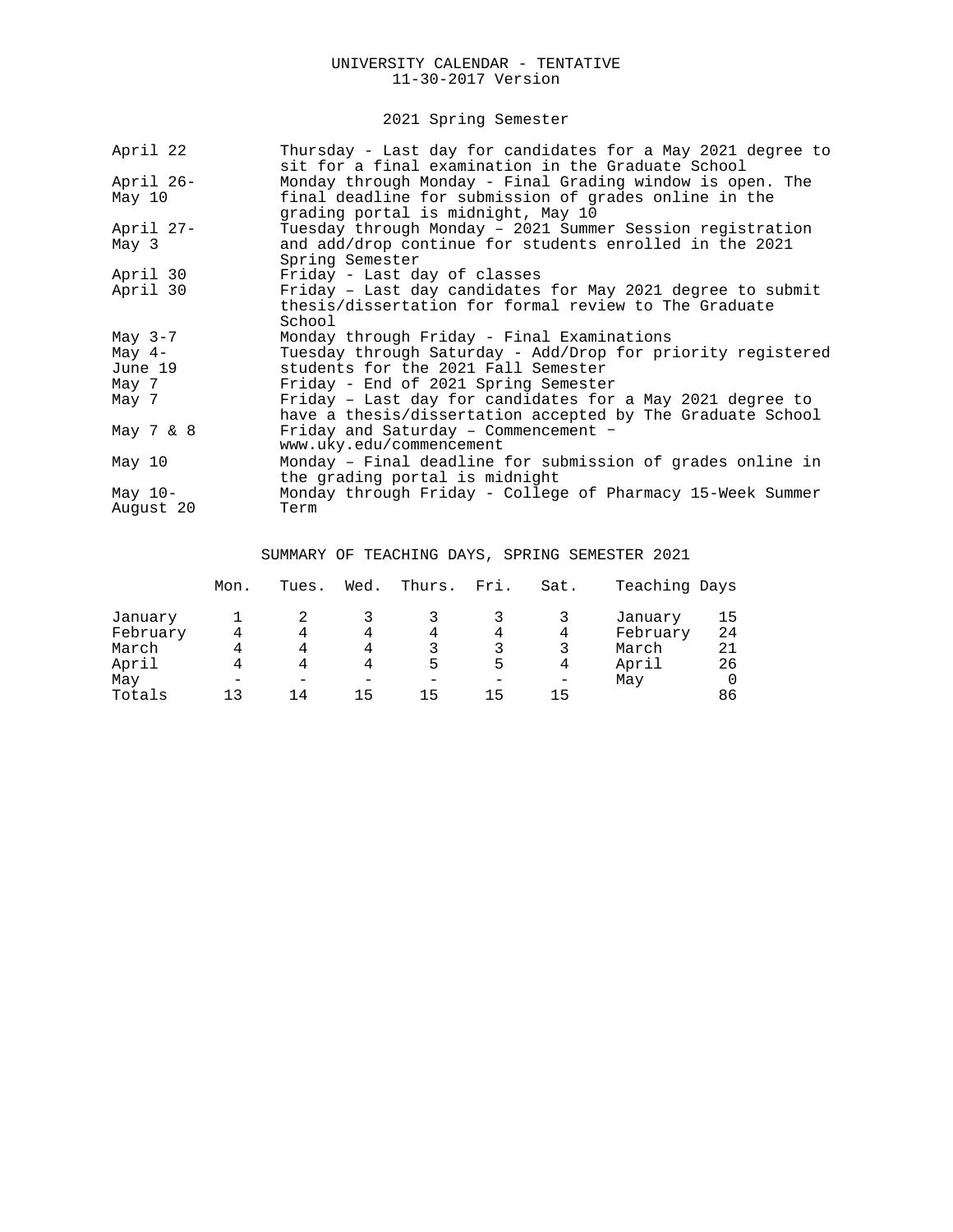UNIVERSITY CALENDAR - TENTATIVE
11-30-2017 Version

## 2021 Spring Semester

| Date | Event |
|---|---|
| April 22 | Thursday - Last day for candidates for a May 2021 degree to sit for a final examination in the Graduate School |
| April 26-May 10 | Monday through Monday - Final Grading window is open. The final deadline for submission of grades online in the grading portal is midnight, May 10 |
| April 27-May 3 | Tuesday through Monday – 2021 Summer Session registration and add/drop continue for students enrolled in the 2021 Spring Semester |
| April 30 | Friday - Last day of classes |
| April 30 | Friday – Last day candidates for May 2021 degree to submit thesis/dissertation for formal review to The Graduate School |
| May 3-7 | Monday through Friday - Final Examinations |
| May 4-June 19 | Tuesday through Saturday - Add/Drop for priority registered students for the 2021 Fall Semester |
| May 7 | Friday - End of 2021 Spring Semester |
| May 7 | Friday – Last day for candidates for a May 2021 degree to have a thesis/dissertation accepted by The Graduate School |
| May 7 & 8 | Friday and Saturday – Commencement – www.uky.edu/commencement |
| May 10 | Monday – Final deadline for submission of grades online in the grading portal is midnight |
| May 10-August 20 | Monday through Friday - College of Pharmacy 15-Week Summer Term |

## SUMMARY OF TEACHING DAYS, SPRING SEMESTER 2021

| | Mon. | Tues. | Wed. | Thurs. | Fri. | Sat. | Teaching Days | |
|---|---|---|---|---|---|---|---|---|
| January | 1 | 2 | 3 | 3 | 3 | 3 | January | 15 |
| February | 4 | 4 | 4 | 4 | 4 | 4 | February | 24 |
| March | 4 | 4 | 4 | 3 | 3 | 3 | March | 21 |
| April | 4 | 4 | 4 | 5 | 5 | 4 | April | 26 |
| May | - | - | - | - | - | - | May | 0 |
| Totals | 13 | 14 | 15 | 15 | 15 | 15 | | 86 |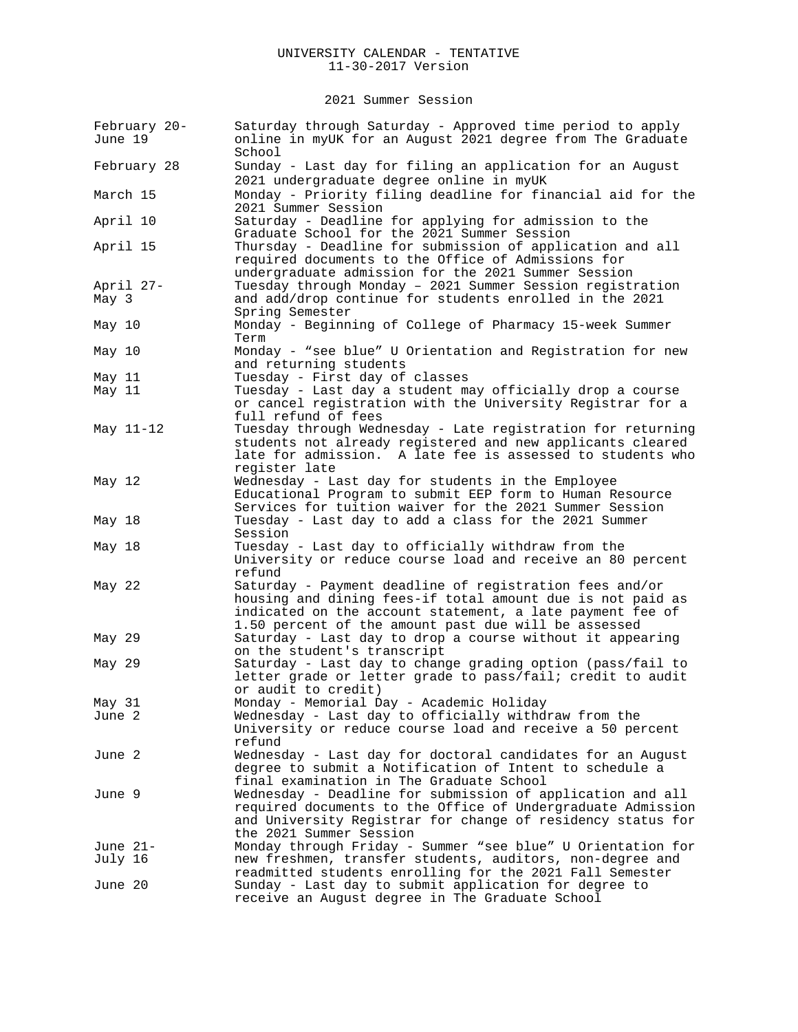UNIVERSITY CALENDAR - TENTATIVE
11-30-2017 Version

## 2021 Summer Session

| Date | Event |
|---|---|
| February 20-June 19 | Saturday through Saturday - Approved time period to apply online in myUK for an August 2021 degree from The Graduate School |
| February 28 | Sunday - Last day for filing an application for an August 2021 undergraduate degree online in myUK |
| March 15 | Monday - Priority filing deadline for financial aid for the 2021 Summer Session |
| April 10 | Saturday - Deadline for applying for admission to the Graduate School for the 2021 Summer Session |
| April 15 | Thursday - Deadline for submission of application and all required documents to the Office of Admissions for undergraduate admission for the 2021 Summer Session |
| April 27-May 3 | Tuesday through Monday – 2021 Summer Session registration and add/drop continue for students enrolled in the 2021 Spring Semester |
| May 10 | Monday - Beginning of College of Pharmacy 15-week Summer Term |
| May 10 | Monday - “see blue” U Orientation and Registration for new and returning students |
| May 11 | Tuesday - First day of classes |
| May 11 | Tuesday - Last day a student may officially drop a course or cancel registration with the University Registrar for a full refund of fees |
| May 11-12 | Tuesday through Wednesday - Late registration for returning students not already registered and new applicants cleared late for admission. A late fee is assessed to students who register late |
| May 12 | Wednesday - Last day for students in the Employee Educational Program to submit EEP form to Human Resource Services for tuition waiver for the 2021 Summer Session |
| May 18 | Tuesday - Last day to add a class for the 2021 Summer Session |
| May 18 | Tuesday - Last day to officially withdraw from the University or reduce course load and receive an 80 percent refund |
| May 22 | Saturday - Payment deadline of registration fees and/or housing and dining fees-if total amount due is not paid as indicated on the account statement, a late payment fee of 1.50 percent of the amount past due will be assessed |
| May 29 | Saturday - Last day to drop a course without it appearing on the student's transcript |
| May 29 | Saturday - Last day to change grading option (pass/fail to letter grade or letter grade to pass/fail; credit to audit or audit to credit) |
| May 31 | Monday - Memorial Day - Academic Holiday |
| June 2 | Wednesday - Last day to officially withdraw from the University or reduce course load and receive a 50 percent refund |
| June 2 | Wednesday - Last day for doctoral candidates for an August degree to submit a Notification of Intent to schedule a final examination in The Graduate School |
| June 9 | Wednesday - Deadline for submission of application and all required documents to the Office of Undergraduate Admission and University Registrar for change of residency status for the 2021 Summer Session |
| June 21-July 16 | Monday through Friday - Summer “see blue” U Orientation for new freshmen, transfer students, auditors, non-degree and readmitted students enrolling for the 2021 Fall Semester |
| June 20 | Sunday - Last day to submit application for degree to receive an August degree in The Graduate School |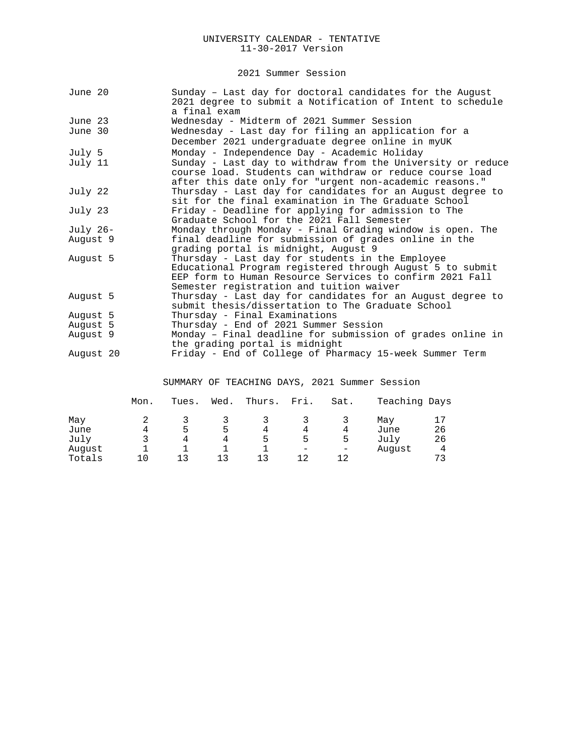UNIVERSITY CALENDAR - TENTATIVE
11-30-2017 Version

## 2021 Summer Session

| | |
|---|---|
| June 20 | Sunday – Last day for doctoral candidates for the August 2021 degree to submit a Notification of Intent to schedule a final exam |
| June 23 | Wednesday - Midterm of 2021 Summer Session |
| June 30 | Wednesday - Last day for filing an application for a December 2021 undergraduate degree online in myUK |
| July 5 | Monday - Independence Day - Academic Holiday |
| July 11 | Sunday - Last day to withdraw from the University or reduce course load. Students can withdraw or reduce course load after this date only for "urgent non-academic reasons." |
| July 22 | Thursday - Last day for candidates for an August degree to sit for the final examination in The Graduate School |
| July 23 | Friday - Deadline for applying for admission to The Graduate School for the 2021 Fall Semester |
| July 26-August 9 | Monday through Monday - Final Grading window is open. The final deadline for submission of grades online in the grading portal is midnight, August 9 |
| August 5 | Thursday - Last day for students in the Employee Educational Program registered through August 5 to submit EEP form to Human Resource Services to confirm 2021 Fall Semester registration and tuition waiver |
| August 5 | Thursday - Last day for candidates for an August degree to submit thesis/dissertation to The Graduate School |
| August 5 | Thursday - Final Examinations |
| August 5 | Thursday - End of 2021 Summer Session |
| August 9 | Monday – Final deadline for submission of grades online in the grading portal is midnight |
| August 20 | Friday - End of College of Pharmacy 15-week Summer Term |

## SUMMARY OF TEACHING DAYS, 2021 Summer Session

| | Mon. | Tues. | Wed. | Thurs. | Fri. | Sat. | Teaching Days | |
|---|---|---|---|---|---|---|---|---|
| May | 2 | 3 | 3 | 3 | 3 | 3 | May | 17 |
| June | 4 | 5 | 5 | 4 | 4 | 4 | June | 26 |
| July | 3 | 4 | 4 | 5 | 5 | 5 | July | 26 |
| August | 1 | 1 | 1 | 1 | - | - | August | 4 |
| Totals | 10 | 13 | 13 | 13 | 12 | 12 | | 73 |